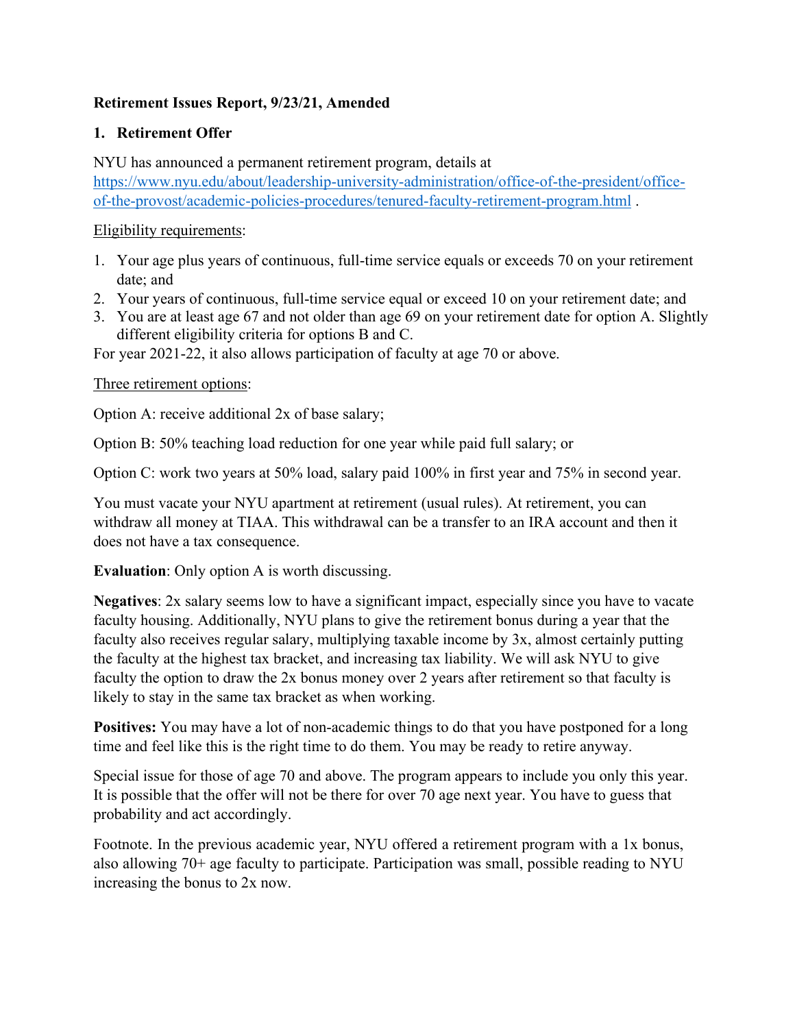**Retirement Issues Report, 9/23/21, Amended**

## 1. Retirement Offer

NYU has announced a permanent retirement program, details at [https://www.nyu.edu/about/leadership-university-administration/office-of-the-president/office-of-the-provost/academic-policies-procedures/tenured-faculty-retirement-program.html](https://www.nyu.edu/about/leadership-university-administration/office-of-the-president/office-of-the-provost/academic-policies-procedures/tenured-faculty-retirement-program.html) .

Eligibility requirements:

1. Your age plus years of continuous, full-time service equals or exceeds 70 on your retirement date; and
2. Your years of continuous, full-time service equal or exceed 10 on your retirement date; and
3. You are at least age 67 and not older than age 69 on your retirement date for option A. Slightly different eligibility criteria for options B and C.

For year 2021-22, it also allows participation of faculty at age 70 or above.

Three retirement options:

Option A: receive additional 2x of base salary;

Option B: 50% teaching load reduction for one year while paid full salary; or

Option C: work two years at 50% load, salary paid 100% in first year and 75% in second year.

You must vacate your NYU apartment at retirement (usual rules). At retirement, you can withdraw all money at TIAA. This withdrawal can be a transfer to an IRA account and then it does not have a tax consequence.

**Evaluation**: Only option A is worth discussing.

**Negatives**: 2x salary seems low to have a significant impact, especially since you have to vacate faculty housing. Additionally, NYU plans to give the retirement bonus during a year that the faculty also receives regular salary, multiplying taxable income by 3x, almost certainly putting the faculty at the highest tax bracket, and increasing tax liability. We will ask NYU to give faculty the option to draw the 2x bonus money over 2 years after retirement so that faculty is likely to stay in the same tax bracket as when working.

**Positives:** You may have a lot of non-academic things to do that you have postponed for a long time and feel like this is the right time to do them. You may be ready to retire anyway.

Special issue for those of age 70 and above. The program appears to include you only this year. It is possible that the offer will not be there for over 70 age next year. You have to guess that probability and act accordingly.

Footnote. In the previous academic year, NYU offered a retirement program with a 1x bonus, also allowing 70+ age faculty to participate. Participation was small, possible reading to NYU increasing the bonus to 2x now.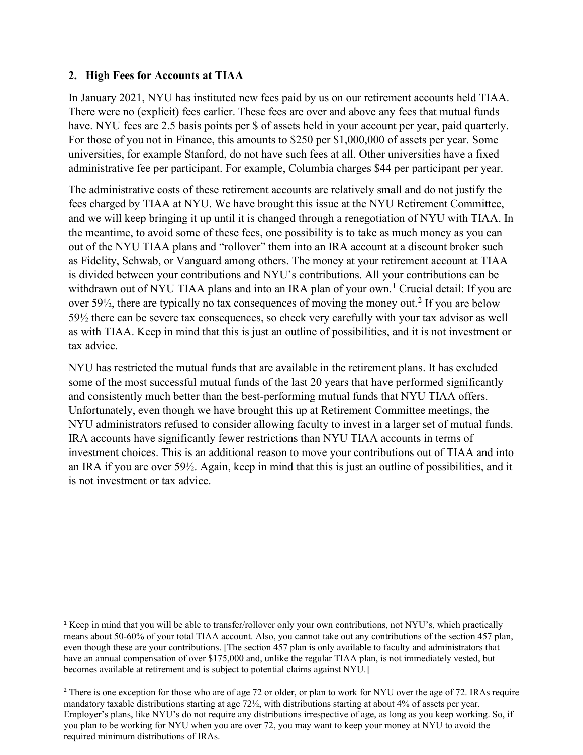## 2. High Fees for Accounts at TIAA

In January 2021, NYU has instituted new fees paid by us on our retirement accounts held TIAA. There were no (explicit) fees earlier. These fees are over and above any fees that mutual funds have. NYU fees are 2.5 basis points per $ of assets held in your account per year, paid quarterly. For those of you not in Finance, this amounts to $250 per $1,000,000 of assets per year. Some universities, for example Stanford, do not have such fees at all. Other universities have a fixed administrative fee per participant. For example, Columbia charges $44 per participant per year.

The administrative costs of these retirement accounts are relatively small and do not justify the fees charged by TIAA at NYU. We have brought this issue at the NYU Retirement Committee, and we will keep bringing it up until it is changed through a renegotiation of NYU with TIAA. In the meantime, to avoid some of these fees, one possibility is to take as much money as you can out of the NYU TIAA plans and "rollover" them into an IRA account at a discount broker such as Fidelity, Schwab, or Vanguard among others. The money at your retirement account at TIAA is divided between your contributions and NYU's contributions. All your contributions can be withdrawn out of NYU TIAA plans and into an IRA plan of your own.[1] Crucial detail: If you are over 59½, there are typically no tax consequences of moving the money out.[2] If you are below 59½ there can be severe tax consequences, so check very carefully with your tax advisor as well as with TIAA. Keep in mind that this is just an outline of possibilities, and it is not investment or tax advice.

NYU has restricted the mutual funds that are available in the retirement plans. It has excluded some of the most successful mutual funds of the last 20 years that have performed significantly and consistently much better than the best-performing mutual funds that NYU TIAA offers. Unfortunately, even though we have brought this up at Retirement Committee meetings, the NYU administrators refused to consider allowing faculty to invest in a larger set of mutual funds. IRA accounts have significantly fewer restrictions than NYU TIAA accounts in terms of investment choices. This is an additional reason to move your contributions out of TIAA and into an IRA if you are over 59½. Again, keep in mind that this is just an outline of possibilities, and it is not investment or tax advice.

[1] Keep in mind that you will be able to transfer/rollover only your own contributions, not NYU's, which practically means about 50-60% of your total TIAA account. Also, you cannot take out any contributions of the section 457 plan, even though these are your contributions. [The section 457 plan is only available to faculty and administrators that have an annual compensation of over $175,000 and, unlike the regular TIAA plan, is not immediately vested, but becomes available at retirement and is subject to potential claims against NYU.]

[2] There is one exception for those who are of age 72 or older, or plan to work for NYU over the age of 72. IRAs require mandatory taxable distributions starting at age 72½, with distributions starting at about 4% of assets per year. Employer's plans, like NYU's do not require any distributions irrespective of age, as long as you keep working. So, if you plan to be working for NYU when you are over 72, you may want to keep your money at NYU to avoid the required minimum distributions of IRAs.